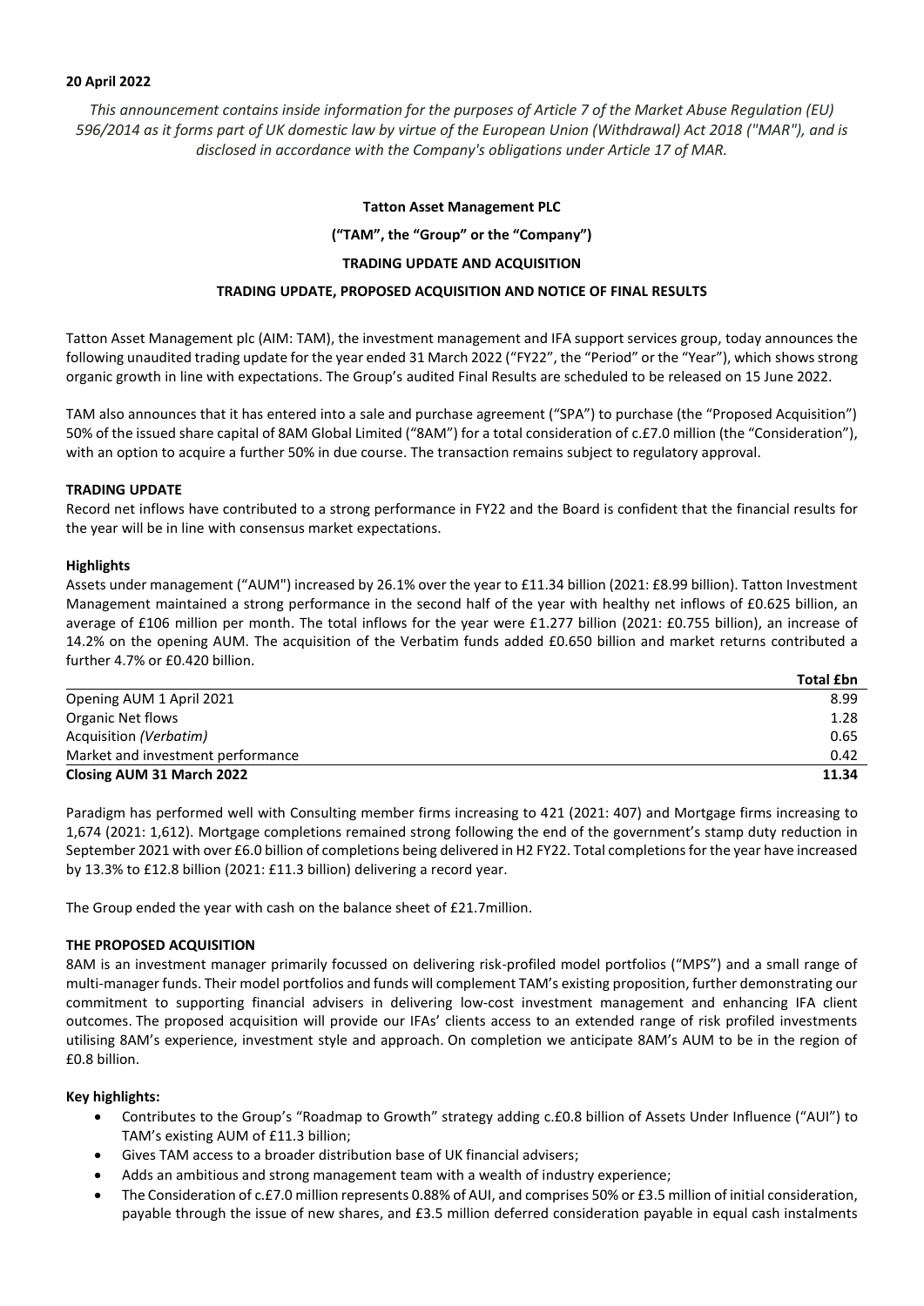**20 April 2022**

*This announcement contains inside information for the purposes of Article 7 of the Market Abuse Regulation (EU) 596/2014 as it forms part of UK domestic law by virtue of the European Union (Withdrawal) Act 2018 ("MAR"), and is disclosed in accordance with the Company's obligations under Article 17 of MAR.*

**Tatton Asset Management PLC**

**("TAM", the "Group" or the "Company")**

**TRADING UPDATE AND ACQUISITION**

**TRADING UPDATE, PROPOSED ACQUISITION AND NOTICE OF FINAL RESULTS**

Tatton Asset Management plc (AIM: TAM), the investment management and IFA support services group, today announces the following unaudited trading update for the year ended 31 March 2022 ("FY22", the "Period" or the "Year"), which shows strong organic growth in line with expectations. The Group's audited Final Results are scheduled to be released on 15 June 2022.

TAM also announces that it has entered into a sale and purchase agreement ("SPA") to purchase (the "Proposed Acquisition") 50% of the issued share capital of 8AM Global Limited ("8AM") for a total consideration of c.£7.0 million (the "Consideration"), with an option to acquire a further 50% in due course. The transaction remains subject to regulatory approval.

**TRADING UPDATE**

Record net inflows have contributed to a strong performance in FY22 and the Board is confident that the financial results for the year will be in line with consensus market expectations.

**Highlights**

Assets under management ("AUM") increased by 26.1% over the year to £11.34 billion (2021: £8.99 billion). Tatton Investment Management maintained a strong performance in the second half of the year with healthy net inflows of £0.625 billion, an average of £106 million per month. The total inflows for the year were £1.277 billion (2021: £0.755 billion), an increase of 14.2% on the opening AUM. The acquisition of the Verbatim funds added £0.650 billion and market returns contributed a further 4.7% or £0.420 billion.

| | **Total £bn** |
|---|---|
| Opening AUM 1 April 2021 | 8.99 |
| Organic Net flows | 1.28 |
| Acquisition *(Verbatim)* | 0.65 |
| Market and investment performance | 0.42 |
| **Closing AUM 31 March 2022** | **11.34** |

Paradigm has performed well with Consulting member firms increasing to 421 (2021: 407) and Mortgage firms increasing to 1,674 (2021: 1,612). Mortgage completions remained strong following the end of the government's stamp duty reduction in September 2021 with over £6.0 billion of completions being delivered in H2 FY22. Total completions for the year have increased by 13.3% to £12.8 billion (2021: £11.3 billion) delivering a record year.

The Group ended the year with cash on the balance sheet of £21.7million.

**THE PROPOSED ACQUISITION**

8AM is an investment manager primarily focussed on delivering risk-profiled model portfolios ("MPS") and a small range of multi-manager funds. Their model portfolios and funds will complement TAM's existing proposition, further demonstrating our commitment to supporting financial advisers in delivering low-cost investment management and enhancing IFA client outcomes. The proposed acquisition will provide our IFAs' clients access to an extended range of risk profiled investments utilising 8AM's experience, investment style and approach. On completion we anticipate 8AM's AUM to be in the region of £0.8 billion.

**Key highlights:**

- Contributes to the Group's "Roadmap to Growth" strategy adding c.£0.8 billion of Assets Under Influence ("AUI") to TAM's existing AUM of £11.3 billion;
- Gives TAM access to a broader distribution base of UK financial advisers;
- Adds an ambitious and strong management team with a wealth of industry experience;
- The Consideration of c.£7.0 million represents 0.88% of AUI, and comprises 50% or £3.5 million of initial consideration, payable through the issue of new shares, and £3.5 million deferred consideration payable in equal cash instalments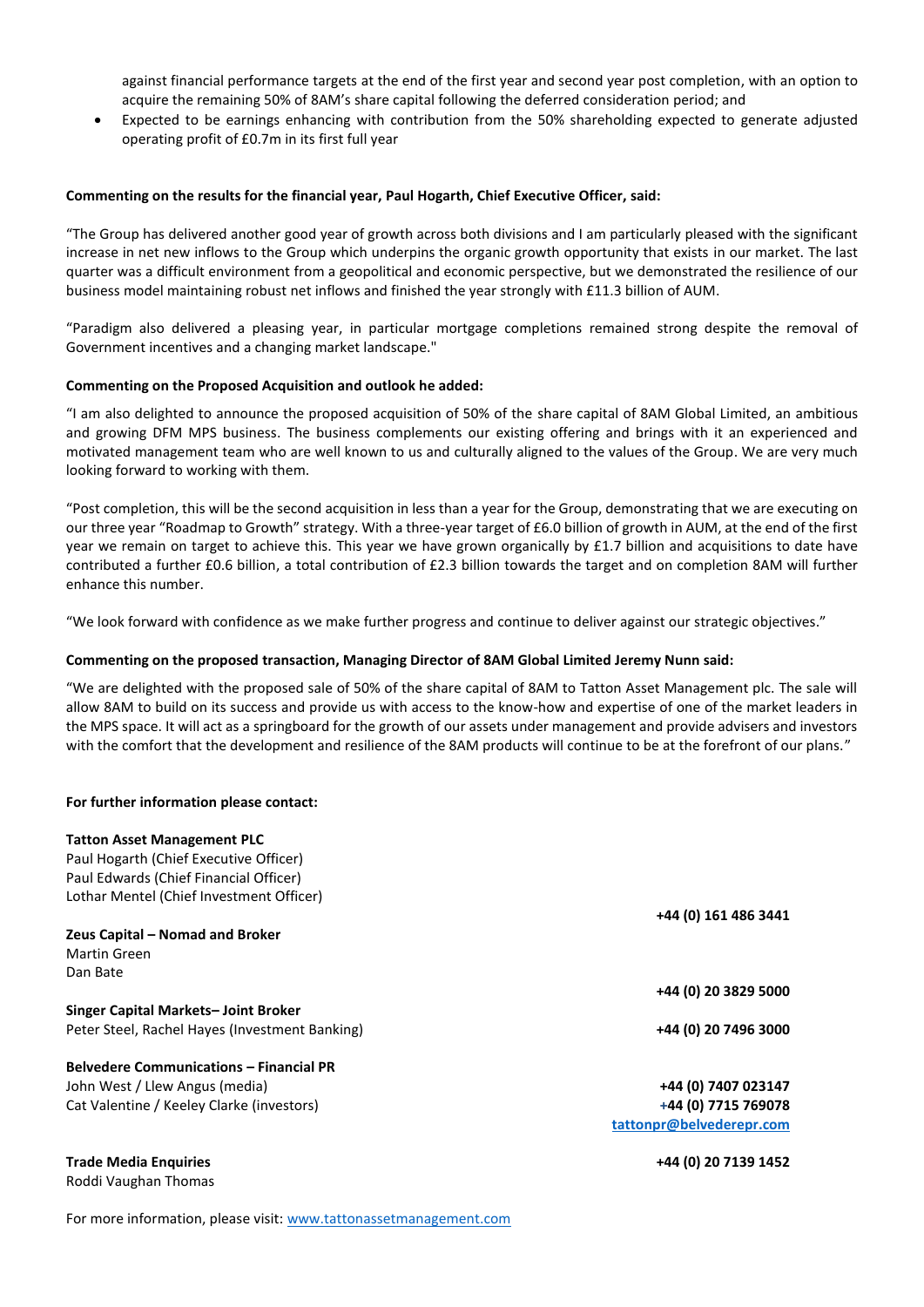against financial performance targets at the end of the first year and second year post completion, with an option to acquire the remaining 50% of 8AM's share capital following the deferred consideration period; and

- Expected to be earnings enhancing with contribution from the 50% shareholding expected to generate adjusted operating profit of £0.7m in its first full year

**Commenting on the results for the financial year, Paul Hogarth, Chief Executive Officer, said:**

"The Group has delivered another good year of growth across both divisions and I am particularly pleased with the significant increase in net new inflows to the Group which underpins the organic growth opportunity that exists in our market. The last quarter was a difficult environment from a geopolitical and economic perspective, but we demonstrated the resilience of our business model maintaining robust net inflows and finished the year strongly with £11.3 billion of AUM.

"Paradigm also delivered a pleasing year, in particular mortgage completions remained strong despite the removal of Government incentives and a changing market landscape."

**Commenting on the Proposed Acquisition and outlook he added:**

"I am also delighted to announce the proposed acquisition of 50% of the share capital of 8AM Global Limited, an ambitious and growing DFM MPS business. The business complements our existing offering and brings with it an experienced and motivated management team who are well known to us and culturally aligned to the values of the Group. We are very much looking forward to working with them.

"Post completion, this will be the second acquisition in less than a year for the Group, demonstrating that we are executing on our three year "Roadmap to Growth" strategy. With a three-year target of £6.0 billion of growth in AUM, at the end of the first year we remain on target to achieve this. This year we have grown organically by £1.7 billion and acquisitions to date have contributed a further £0.6 billion, a total contribution of £2.3 billion towards the target and on completion 8AM will further enhance this number.

"We look forward with confidence as we make further progress and continue to deliver against our strategic objectives."

**Commenting on the proposed transaction, Managing Director of 8AM Global Limited Jeremy Nunn said:**

"We are delighted with the proposed sale of 50% of the share capital of 8AM to Tatton Asset Management plc. The sale will allow 8AM to build on its success and provide us with access to the know-how and expertise of one of the market leaders in the MPS space. It will act as a springboard for the growth of our assets under management and provide advisers and investors with the comfort that the development and resilience of the 8AM products will continue to be at the forefront of our plans."

**For further information please contact:**

**Tatton Asset Management PLC**
Paul Hogarth (Chief Executive Officer)
Paul Edwards (Chief Financial Officer)
Lothar Mentel (Chief Investment Officer)
**+44 (0) 161 486 3441**

**Zeus Capital – Nomad and Broker**
Martin Green
Dan Bate
**+44 (0) 20 3829 5000**

**Singer Capital Markets– Joint Broker**
Peter Steel, Rachel Hayes (Investment Banking) **+44 (0) 20 7496 3000**

**Belvedere Communications – Financial PR**
John West / Llew Angus (media) **+44 (0) 7407 023147**
Cat Valentine / Keeley Clarke (investors) **+44 (0) 7715 769078**
**tattonpr@belvederepr.com**

**Trade Media Enquiries** **+44 (0) 20 7139 1452**
Roddi Vaughan Thomas

For more information, please visit: www.tattonassetmanagement.com